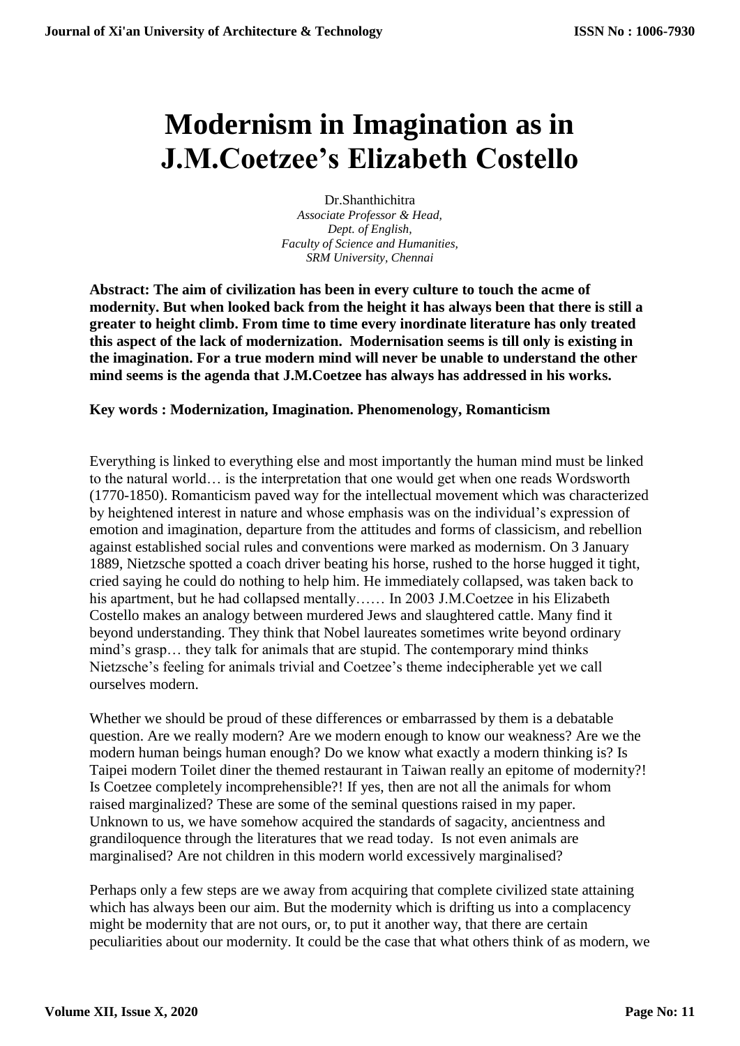# Modernism in Imagination as in J.M.Coetzee's Elizabeth Costello

Dr.Shanthichitra  
*Associate Professor & Head,*  
*Dept. of English,*  
*Faculty of Science and Humanities,*  
*SRM University, Chennai*

**Abstract: The aim of civilization has been in every culture to touch the acme of modernity. But when looked back from the height it has always been that there is still a greater to height climb. From time to time every inordinate literature has only treated this aspect of the lack of modernization. Modernisation seems is till only is existing in the imagination. For a true modern mind will never be unable to understand the other mind seems is the agenda that J.M.Coetzee has always has addressed in his works.**

**Key words : Modernization, Imagination. Phenomenology, Romanticism**

Everything is linked to everything else and most importantly the human mind must be linked to the natural world… is the interpretation that one would get when one reads Wordsworth (1770-1850). Romanticism paved way for the intellectual movement which was characterized by heightened interest in nature and whose emphasis was on the individual's expression of emotion and imagination, departure from the attitudes and forms of classicism, and rebellion against established social rules and conventions were marked as modernism. On 3 January 1889, Nietzsche spotted a coach driver beating his horse, rushed to the horse hugged it tight, cried saying he could do nothing to help him. He immediately collapsed, was taken back to his apartment, but he had collapsed mentally…… In 2003 J.M.Coetzee in his Elizabeth Costello makes an analogy between murdered Jews and slaughtered cattle. Many find it beyond understanding. They think that Nobel laureates sometimes write beyond ordinary mind's grasp… they talk for animals that are stupid. The contemporary mind thinks Nietzsche's feeling for animals trivial and Coetzee's theme indecipherable yet we call ourselves modern.

Whether we should be proud of these differences or embarrassed by them is a debatable question. Are we really modern? Are we modern enough to know our weakness? Are we the modern human beings human enough? Do we know what exactly a modern thinking is? Is Taipei modern Toilet diner the themed restaurant in Taiwan really an epitome of modernity?! Is Coetzee completely incomprehensible?! If yes, then are not all the animals for whom raised marginalized? These are some of the seminal questions raised in my paper. Unknown to us, we have somehow acquired the standards of sagacity, ancientness and grandiloquence through the literatures that we read today. Is not even animals are marginalised? Are not children in this modern world excessively marginalised?

Perhaps only a few steps are we away from acquiring that complete civilized state attaining which has always been our aim. But the modernity which is drifting us into a complacency might be modernity that are not ours, or, to put it another way, that there are certain peculiarities about our modernity. It could be the case that what others think of as modern, we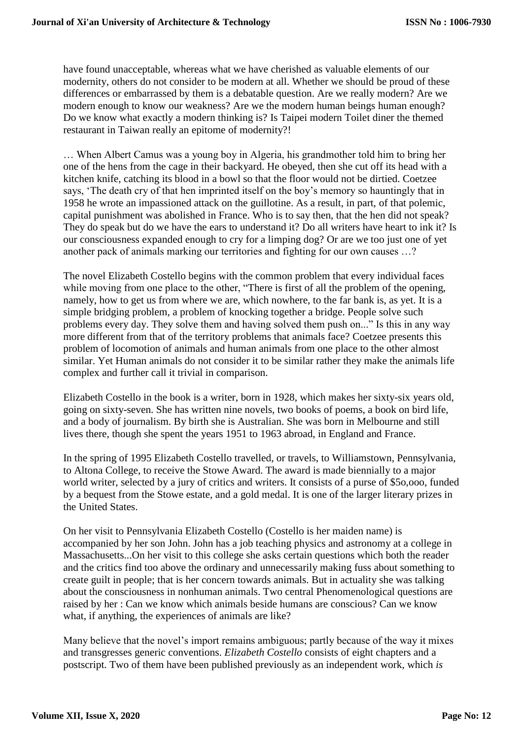have found unacceptable, whereas what we have cherished as valuable elements of our modernity, others do not consider to be modern at all. Whether we should be proud of these differences or embarrassed by them is a debatable question. Are we really modern? Are we modern enough to know our weakness? Are we the modern human beings human enough? Do we know what exactly a modern thinking is? Is Taipei modern Toilet diner the themed restaurant in Taiwan really an epitome of modernity?!

… When Albert Camus was a young boy in Algeria, his grandmother told him to bring her one of the hens from the cage in their backyard. He obeyed, then she cut off its head with a kitchen knife, catching its blood in a bowl so that the floor would not be dirtied. Coetzee says, 'The death cry of that hen imprinted itself on the boy's memory so hauntingly that in 1958 he wrote an impassioned attack on the guillotine. As a result, in part, of that polemic, capital punishment was abolished in France. Who is to say then, that the hen did not speak? They do speak but do we have the ears to understand it? Do all writers have heart to ink it? Is our consciousness expanded enough to cry for a limping dog? Or are we too just one of yet another pack of animals marking our territories and fighting for our own causes …?

The novel Elizabeth Costello begins with the common problem that every individual faces while moving from one place to the other, "There is first of all the problem of the opening, namely, how to get us from where we are, which nowhere, to the far bank is, as yet. It is a simple bridging problem, a problem of knocking together a bridge. People solve such problems every day. They solve them and having solved them push on..." Is this in any way more different from that of the territory problems that animals face? Coetzee presents this problem of locomotion of animals and human animals from one place to the other almost similar. Yet Human animals do not consider it to be similar rather they make the animals life complex and further call it trivial in comparison.

Elizabeth Costello in the book is a writer, born in 1928, which makes her sixty-six years old, going on sixty-seven. She has written nine novels, two books of poems, a book on bird life, and a body of journalism. By birth she is Australian. She was born in Melbourne and still lives there, though she spent the years 1951 to 1963 abroad, in England and France.

In the spring of 1995 Elizabeth Costello travelled, or travels, to Williamstown, Pennsylvania, to Altona College, to receive the Stowe Award. The award is made biennially to a major world writer, selected by a jury of critics and writers. It consists of a purse of $5o,ooo, funded by a bequest from the Stowe estate, and a gold medal. It is one of the larger literary prizes in the United States.

On her visit to Pennsylvania Elizabeth Costello (Costello is her maiden name) is accompanied by her son John. John has a job teaching physics and astronomy at a college in Massachusetts...On her visit to this college she asks certain questions which both the reader and the critics find too above the ordinary and unnecessarily making fuss about something to create guilt in people; that is her concern towards animals. But in actuality she was talking about the consciousness in nonhuman animals. Two central Phenomenological questions are raised by her : Can we know which animals beside humans are conscious? Can we know what, if anything, the experiences of animals are like?

Many believe that the novel's import remains ambiguous; partly because of the way it mixes and transgresses generic conventions. *Elizabeth Costello* consists of eight chapters and a postscript. Two of them have been published previously as an independent work, which *is*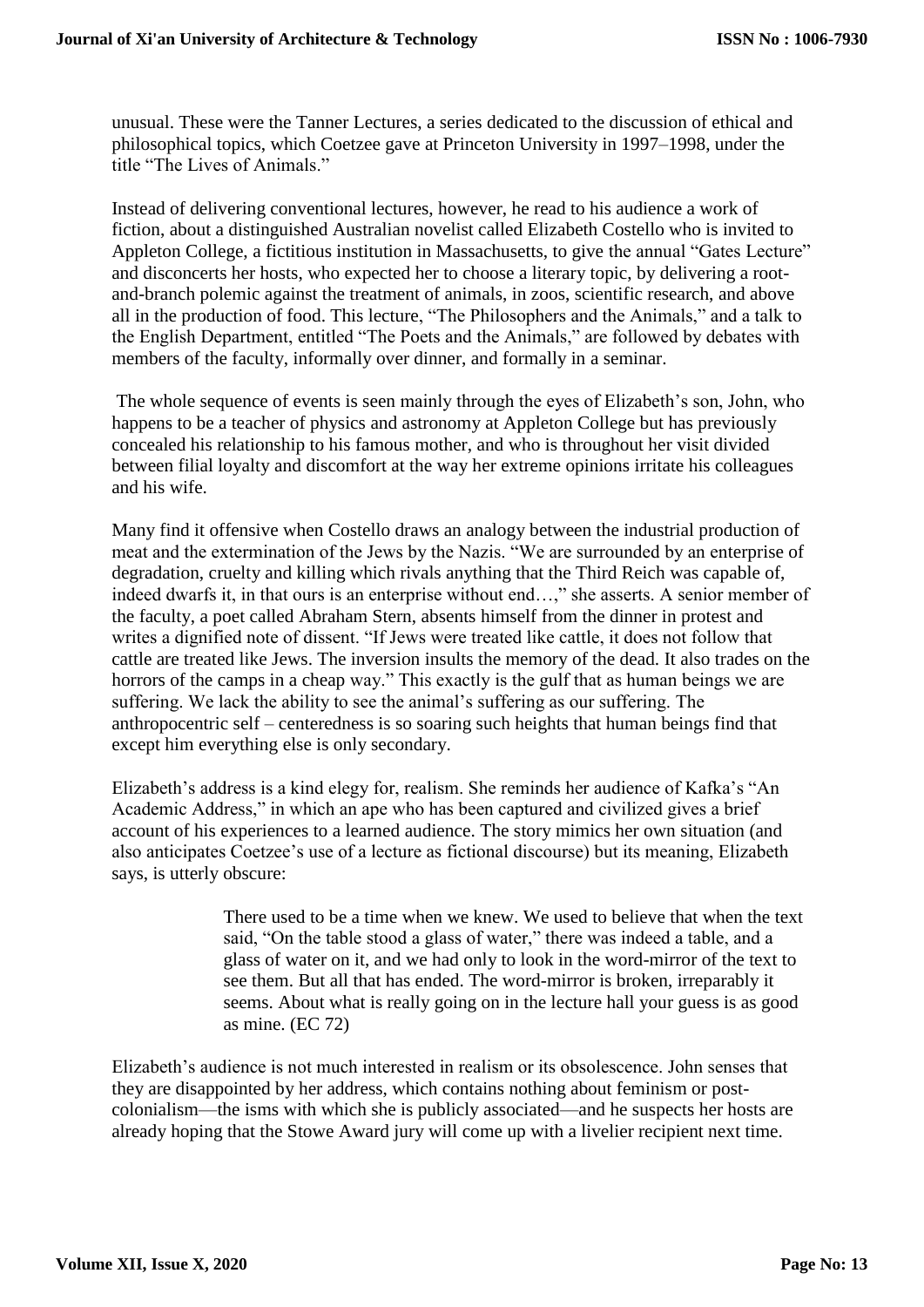unusual. These were the Tanner Lectures, a series dedicated to the discussion of ethical and philosophical topics, which Coetzee gave at Princeton University in 1997–1998, under the title "The Lives of Animals."

Instead of delivering conventional lectures, however, he read to his audience a work of fiction, about a distinguished Australian novelist called Elizabeth Costello who is invited to Appleton College, a fictitious institution in Massachusetts, to give the annual "Gates Lecture" and disconcerts her hosts, who expected her to choose a literary topic, by delivering a root-and-branch polemic against the treatment of animals, in zoos, scientific research, and above all in the production of food. This lecture, "The Philosophers and the Animals," and a talk to the English Department, entitled "The Poets and the Animals," are followed by debates with members of the faculty, informally over dinner, and formally in a seminar.

The whole sequence of events is seen mainly through the eyes of Elizabeth's son, John, who happens to be a teacher of physics and astronomy at Appleton College but has previously concealed his relationship to his famous mother, and who is throughout her visit divided between filial loyalty and discomfort at the way her extreme opinions irritate his colleagues and his wife.

Many find it offensive when Costello draws an analogy between the industrial production of meat and the extermination of the Jews by the Nazis. "We are surrounded by an enterprise of degradation, cruelty and killing which rivals anything that the Third Reich was capable of, indeed dwarfs it, in that ours is an enterprise without end…," she asserts. A senior member of the faculty, a poet called Abraham Stern, absents himself from the dinner in protest and writes a dignified note of dissent. "If Jews were treated like cattle, it does not follow that cattle are treated like Jews. The inversion insults the memory of the dead. It also trades on the horrors of the camps in a cheap way." This exactly is the gulf that as human beings we are suffering. We lack the ability to see the animal's suffering as our suffering. The anthropocentric self – centeredness is so soaring such heights that human beings find that except him everything else is only secondary.

Elizabeth's address is a kind elegy for, realism. She reminds her audience of Kafka's "An Academic Address," in which an ape who has been captured and civilized gives a brief account of his experiences to a learned audience. The story mimics her own situation (and also anticipates Coetzee's use of a lecture as fictional discourse) but its meaning, Elizabeth says, is utterly obscure:

> There used to be a time when we knew. We used to believe that when the text said, "On the table stood a glass of water," there was indeed a table, and a glass of water on it, and we had only to look in the word-mirror of the text to see them. But all that has ended. The word-mirror is broken, irreparably it seems. About what is really going on in the lecture hall your guess is as good as mine. (EC 72)

Elizabeth's audience is not much interested in realism or its obsolescence. John senses that they are disappointed by her address, which contains nothing about feminism or post-colonialism—the isms with which she is publicly associated—and he suspects her hosts are already hoping that the Stowe Award jury will come up with a livelier recipient next time.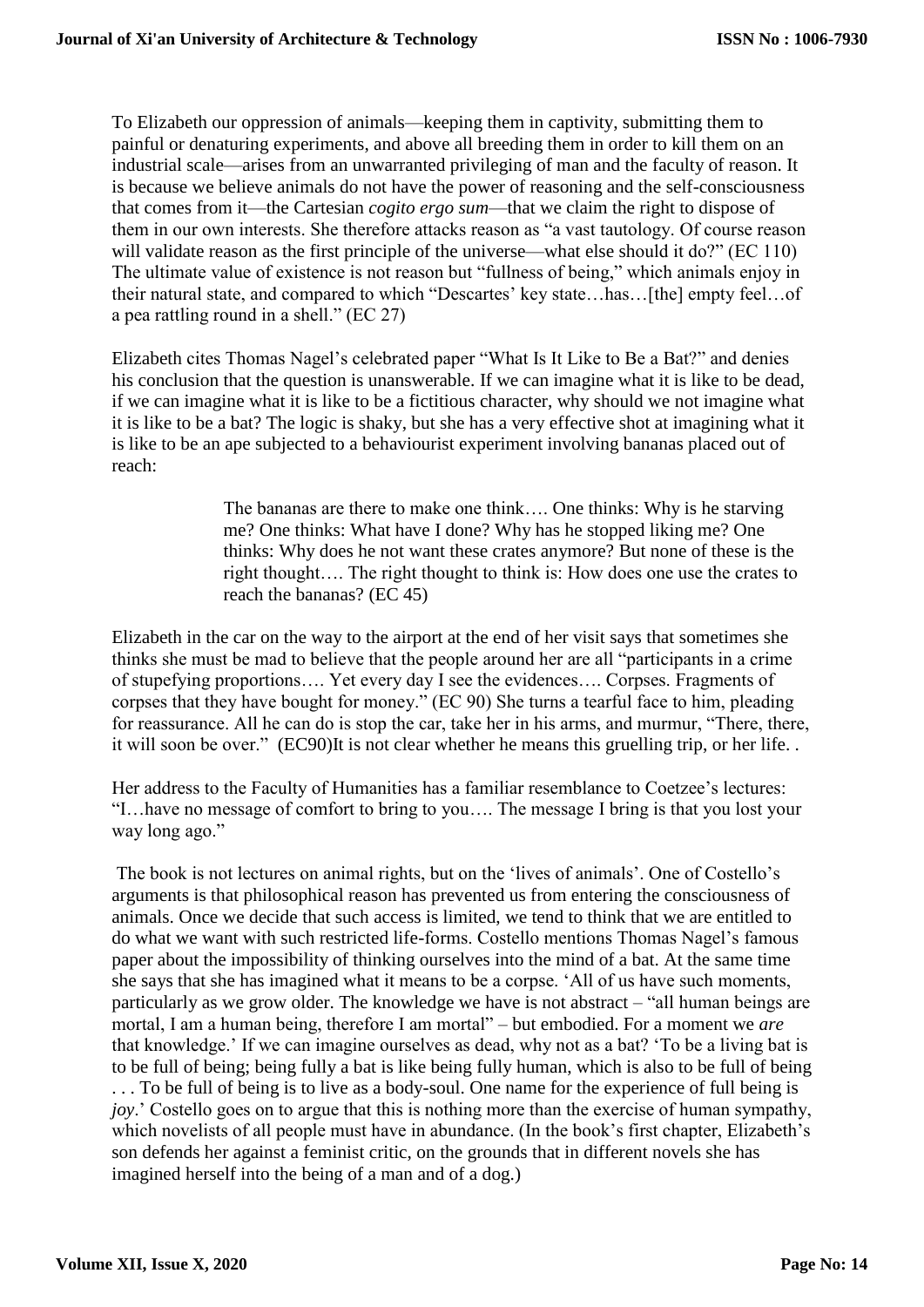To Elizabeth our oppression of animals—keeping them in captivity, submitting them to painful or denaturing experiments, and above all breeding them in order to kill them on an industrial scale—arises from an unwarranted privileging of man and the faculty of reason. It is because we believe animals do not have the power of reasoning and the self-consciousness that comes from it—the Cartesian *cogito ergo sum*—that we claim the right to dispose of them in our own interests. She therefore attacks reason as "a vast tautology. Of course reason will validate reason as the first principle of the universe—what else should it do?" (EC 110) The ultimate value of existence is not reason but "fullness of being," which animals enjoy in their natural state, and compared to which "Descartes' key state…has…[the] empty feel…of a pea rattling round in a shell." (EC 27)

Elizabeth cites Thomas Nagel's celebrated paper "What Is It Like to Be a Bat?" and denies his conclusion that the question is unanswerable. If we can imagine what it is like to be dead, if we can imagine what it is like to be a fictitious character, why should we not imagine what it is like to be a bat? The logic is shaky, but she has a very effective shot at imagining what it is like to be an ape subjected to a behaviourist experiment involving bananas placed out of reach:

> The bananas are there to make one think…. One thinks: Why is he starving me? One thinks: What have I done? Why has he stopped liking me? One thinks: Why does he not want these crates anymore? But none of these is the right thought…. The right thought to think is: How does one use the crates to reach the bananas? (EC 45)

Elizabeth in the car on the way to the airport at the end of her visit says that sometimes she thinks she must be mad to believe that the people around her are all "participants in a crime of stupefying proportions…. Yet every day I see the evidences…. Corpses. Fragments of corpses that they have bought for money." (EC 90) She turns a tearful face to him, pleading for reassurance. All he can do is stop the car, take her in his arms, and murmur, "There, there, it will soon be over." (EC90)It is not clear whether he means this gruelling trip, or her life. .

Her address to the Faculty of Humanities has a familiar resemblance to Coetzee's lectures: "I…have no message of comfort to bring to you…. The message I bring is that you lost your way long ago."

The book is not lectures on animal rights, but on the 'lives of animals'. One of Costello's arguments is that philosophical reason has prevented us from entering the consciousness of animals. Once we decide that such access is limited, we tend to think that we are entitled to do what we want with such restricted life-forms. Costello mentions Thomas Nagel's famous paper about the impossibility of thinking ourselves into the mind of a bat. At the same time she says that she has imagined what it means to be a corpse. 'All of us have such moments, particularly as we grow older. The knowledge we have is not abstract – "all human beings are mortal, I am a human being, therefore I am mortal" – but embodied. For a moment we *are* that knowledge.' If we can imagine ourselves as dead, why not as a bat? 'To be a living bat is to be full of being; being fully a bat is like being fully human, which is also to be full of being . . . To be full of being is to live as a body-soul. One name for the experience of full being is *joy*.' Costello goes on to argue that this is nothing more than the exercise of human sympathy, which novelists of all people must have in abundance. (In the book's first chapter, Elizabeth's son defends her against a feminist critic, on the grounds that in different novels she has imagined herself into the being of a man and of a dog.)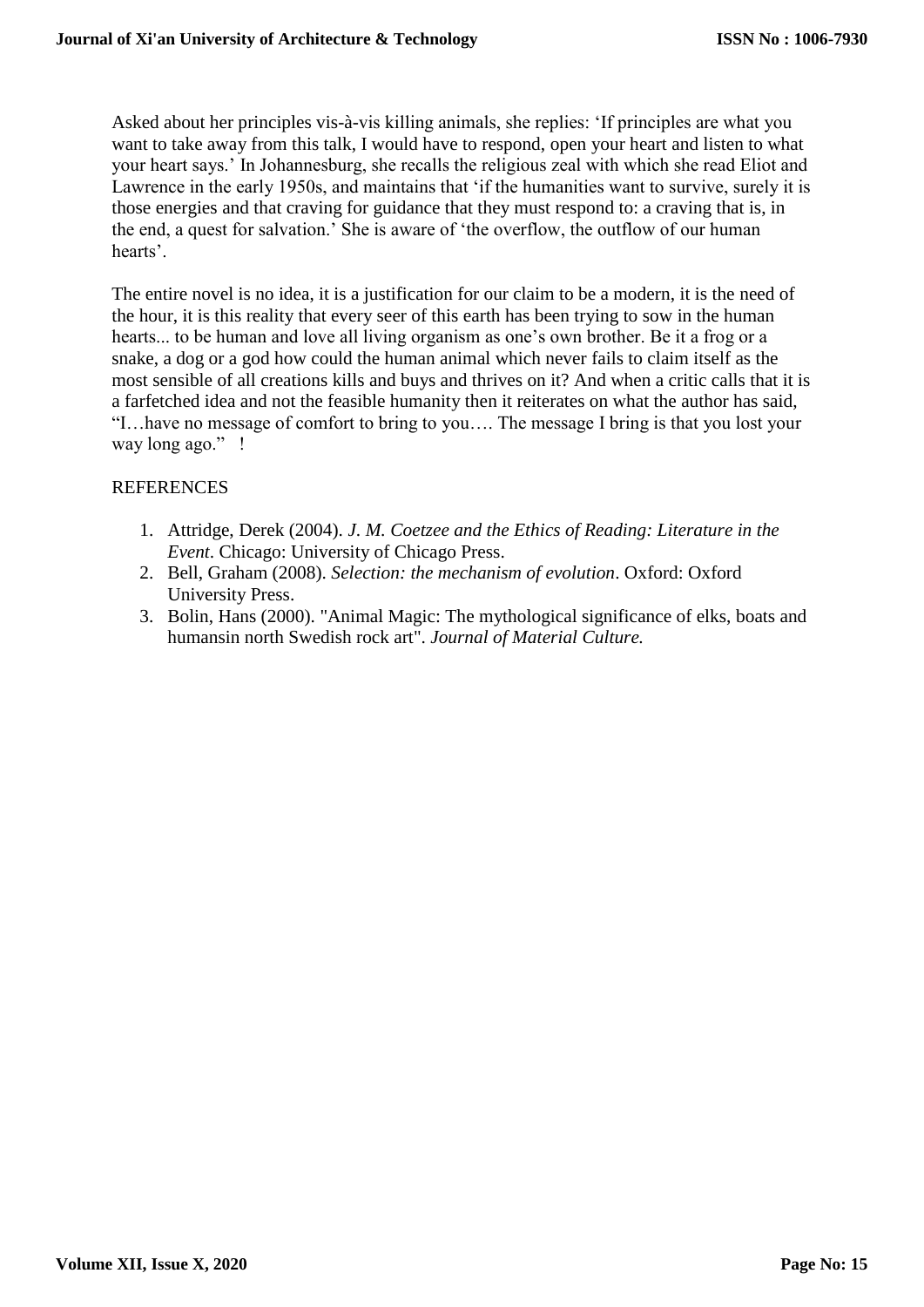Asked about her principles vis-à-vis killing animals, she replies: 'If principles are what you want to take away from this talk, I would have to respond, open your heart and listen to what your heart says.' In Johannesburg, she recalls the religious zeal with which she read Eliot and Lawrence in the early 1950s, and maintains that 'if the humanities want to survive, surely it is those energies and that craving for guidance that they must respond to: a craving that is, in the end, a quest for salvation.' She is aware of 'the overflow, the outflow of our human hearts'.

The entire novel is no idea, it is a justification for our claim to be a modern, it is the need of the hour, it is this reality that every seer of this earth has been trying to sow in the human hearts... to be human and love all living organism as one's own brother. Be it a frog or a snake, a dog or a god how could the human animal which never fails to claim itself as the most sensible of all creations kills and buys and thrives on it? And when a critic calls that it is a farfetched idea and not the feasible humanity then it reiterates on what the author has said, "I…have no message of comfort to bring to you…. The message I bring is that you lost your way long ago." !

REFERENCES

1. Attridge, Derek (2004). *J. M. Coetzee and the Ethics of Reading: Literature in the Event*. Chicago: University of Chicago Press.
2. Bell, Graham (2008). *Selection: the mechanism of evolution*. Oxford: Oxford University Press.
3. Bolin, Hans (2000). "Animal Magic: The mythological significance of elks, boats and humansin north Swedish rock art". *Journal of Material Culture.*